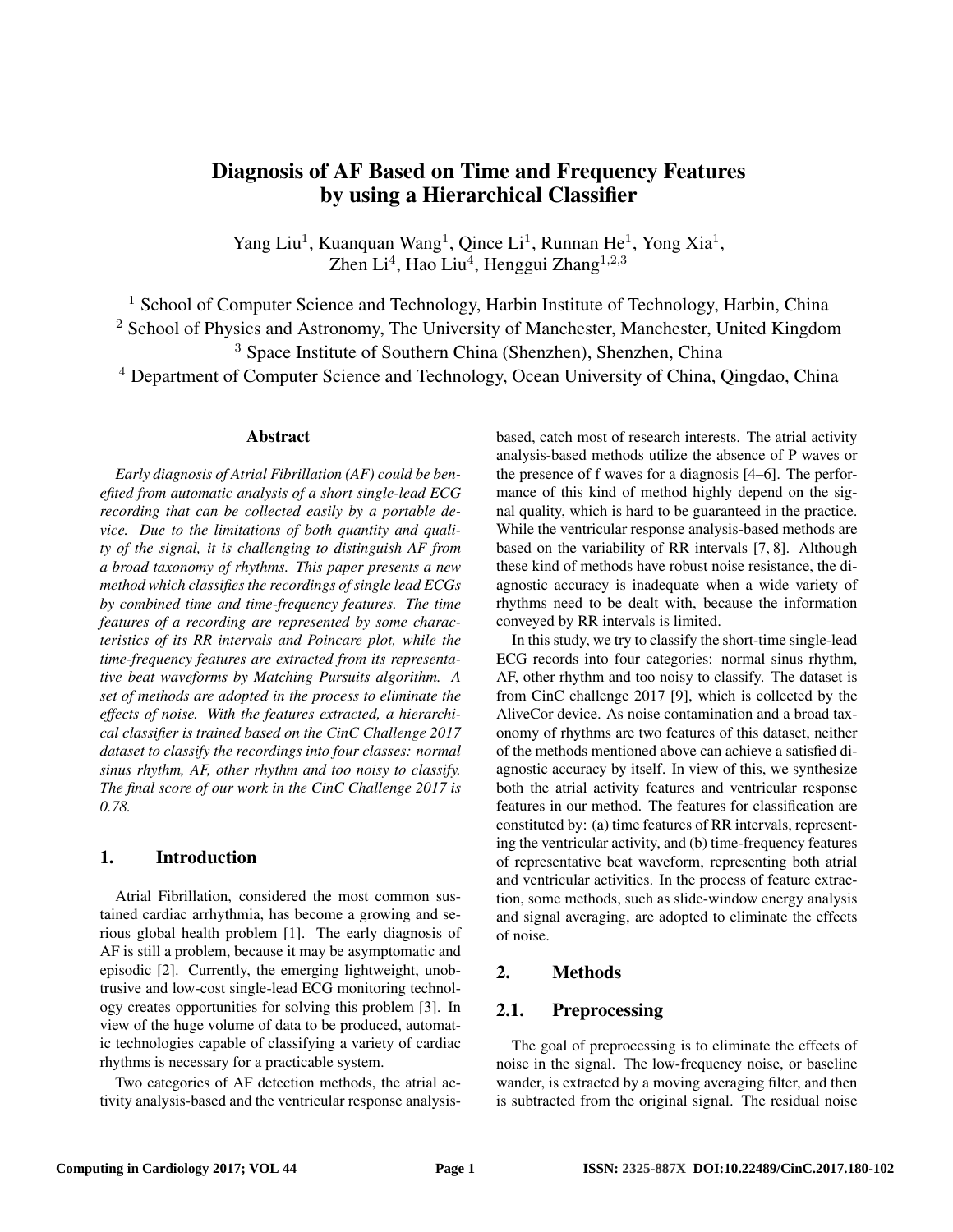# Diagnosis of AF Based on Time and Frequency Features by using a Hierarchical Classifier

Yang Liu[1], Kuanquan Wang[1], Qince Li[1], Runnan He[1], Yong Xia[1], Zhen Li[4], Hao Liu[4], Henggui Zhang[1,2,3]

[1] School of Computer Science and Technology, Harbin Institute of Technology, Harbin, China
[2] School of Physics and Astronomy, The University of Manchester, Manchester, United Kingdom
[3] Space Institute of Southern China (Shenzhen), Shenzhen, China
[4] Department of Computer Science and Technology, Ocean University of China, Qingdao, China

## Abstract

*Early diagnosis of Atrial Fibrillation (AF) could be benefited from automatic analysis of a short single-lead ECG recording that can be collected easily by a portable device. Due to the limitations of both quantity and quality of the signal, it is challenging to distinguish AF from a broad taxonomy of rhythms. This paper presents a new method which classifies the recordings of single lead ECGs by combined time and time-frequency features. The time features of a recording are represented by some characteristics of its RR intervals and Poincare plot, while the time-frequency features are extracted from its representative beat waveforms by Matching Pursuits algorithm. A set of methods are adopted in the process to eliminate the effects of noise. With the features extracted, a hierarchical classifier is trained based on the CinC Challenge 2017 dataset to classify the recordings into four classes: normal sinus rhythm, AF, other rhythm and too noisy to classify. The final score of our work in the CinC Challenge 2017 is 0.78.*

## 1. Introduction

Atrial Fibrillation, considered the most common sustained cardiac arrhythmia, has become a growing and serious global health problem [1]. The early diagnosis of AF is still a problem, because it may be asymptomatic and episodic [2]. Currently, the emerging lightweight, unobtrusive and low-cost single-lead ECG monitoring technology creates opportunities for solving this problem [3]. In view of the huge volume of data to be produced, automatic technologies capable of classifying a variety of cardiac rhythms is necessary for a practicable system.

Two categories of AF detection methods, the atrial activity analysis-based and the ventricular response analysis-based, catch most of research interests. The atrial activity analysis-based methods utilize the absence of P waves or the presence of f waves for a diagnosis [4–6]. The performance of this kind of method highly depend on the signal quality, which is hard to be guaranteed in the practice. While the ventricular response analysis-based methods are based on the variability of RR intervals [7, 8]. Although these kind of methods have robust noise resistance, the diagnostic accuracy is inadequate when a wide variety of rhythms need to be dealt with, because the information conveyed by RR intervals is limited.

In this study, we try to classify the short-time single-lead ECG records into four categories: normal sinus rhythm, AF, other rhythm and too noisy to classify. The dataset is from CinC challenge 2017 [9], which is collected by the AliveCor device. As noise contamination and a broad taxonomy of rhythms are two features of this dataset, neither of the methods mentioned above can achieve a satisfied diagnostic accuracy by itself. In view of this, we synthesize both the atrial activity features and ventricular response features in our method. The features for classification are constituted by: (a) time features of RR intervals, representing the ventricular activity, and (b) time-frequency features of representative beat waveform, representing both atrial and ventricular activities. In the process of feature extraction, some methods, such as slide-window energy analysis and signal averaging, are adopted to eliminate the effects of noise.

## 2. Methods

### 2.1. Preprocessing

The goal of preprocessing is to eliminate the effects of noise in the signal. The low-frequency noise, or baseline wander, is extracted by a moving averaging filter, and then is subtracted from the original signal. The residual noise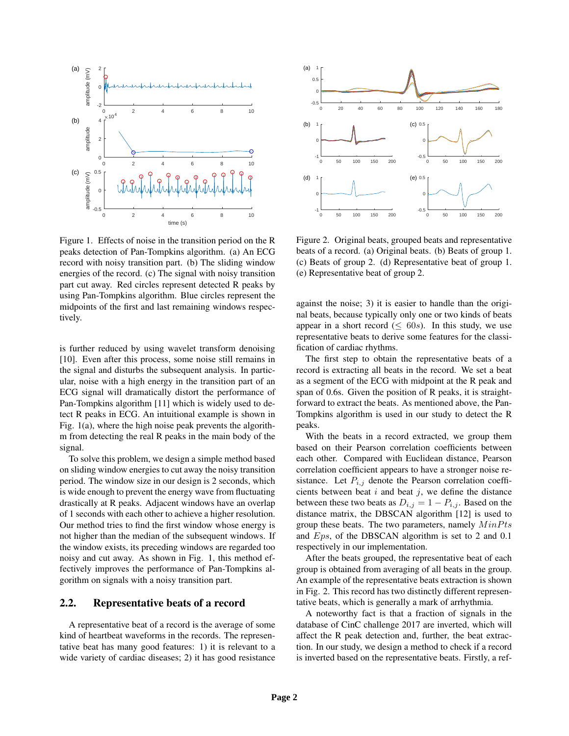Figure 1. Effects of noise in the transition period on the R peaks detection of Pan-Tompkins algorithm. (a) An ECG record with noisy transition part. (b) The sliding window energies of the record. (c) The signal with noisy transition part cut away. Red circles represent detected R peaks by using Pan-Tompkins algorithm. Blue circles represent the midpoints of the first and last remaining windows respectively.

is further reduced by using wavelet transform denoising [10]. Even after this process, some noise still remains in the signal and disturbs the subsequent analysis. In particular, noise with a high energy in the transition part of an ECG signal will dramatically distort the performance of Pan-Tompkins algorithm [11] which is widely used to detect R peaks in ECG. An intuitional example is shown in Fig. 1(a), where the high noise peak prevents the algorithm from detecting the real R peaks in the main body of the signal.

To solve this problem, we design a simple method based on sliding window energies to cut away the noisy transition period. The window size in our design is 2 seconds, which is wide enough to prevent the energy wave from fluctuating drastically at R peaks. Adjacent windows have an overlap of 1 seconds with each other to achieve a higher resolution. Our method tries to find the first window whose energy is not higher than the median of the subsequent windows. If the window exists, its preceding windows are regarded too noisy and cut away. As shown in Fig. 1, this method effectively improves the performance of Pan-Tompkins algorithm on signals with a noisy transition part.

## 2.2. Representative beats of a record

A representative beat of a record is the average of some kind of heartbeat waveforms in the records. The representative beat has many good features: 1) it is relevant to a wide variety of cardiac diseases; 2) it has good resistance against the noise; 3) it is easier to handle than the original beats, because typically only one or two kinds of beats appear in a short record ($\leq 60s$). In this study, we use representative beats to derive some features for the classification of cardiac rhythms.

Figure 2. Original beats, grouped beats and representative beats of a record. (a) Original beats. (b) Beats of group 1. (c) Beats of group 2. (d) Representative beat of group 1. (e) Representative beat of group 2.

The first step to obtain the representative beats of a record is extracting all beats in the record. We set a beat as a segment of the ECG with midpoint at the R peak and span of 0.6s. Given the position of R peaks, it is straightforward to extract the beats. As mentioned above, the Pan-Tompkins algorithm is used in our study to detect the R peaks.

With the beats in a record extracted, we group them based on their Pearson correlation coefficients between each other. Compared with Euclidean distance, Pearson correlation coefficient appears to have a stronger noise resistance. Let $P_{i,j}$ denote the Pearson correlation coefficients between beat $i$ and beat $j$, we define the distance between these two beats as $D_{i,j} = 1 - P_{i,j}$. Based on the distance matrix, the DBSCAN algorithm [12] is used to group these beats. The two parameters, namely $MinPts$ and $Eps$, of the DBSCAN algorithm is set to 2 and 0.1 respectively in our implementation.

After the beats grouped, the representative beat of each group is obtained from averaging of all beats in the group. An example of the representative beats extraction is shown in Fig. 2. This record has two distinctly different representative beats, which is generally a mark of arrhythmia.

A noteworthy fact is that a fraction of signals in the database of CinC challenge 2017 are inverted, which will affect the R peak detection and, further, the beat extraction. In our study, we design a method to check if a record is inverted based on the representative beats. Firstly, a ref-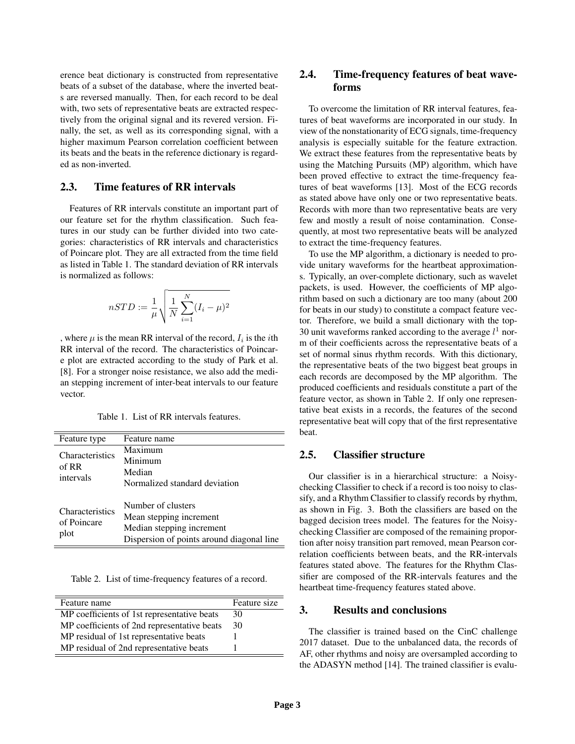erence beat dictionary is constructed from representative beats of a subset of the database, where the inverted beats are reversed manually. Then, for each record to be deal with, two sets of representative beats are extracted respectively from the original signal and its revered version. Finally, the set, as well as its corresponding signal, with a higher maximum Pearson correlation coefficient between its beats and the beats in the reference dictionary is regarded as non-inverted.

## 2.3. Time features of RR intervals

Features of RR intervals constitute an important part of our feature set for the rhythm classification. Such features in our study can be further divided into two categories: characteristics of RR intervals and characteristics of Poincare plot. They are all extracted from the time field as listed in Table 1. The standard deviation of RR intervals is normalized as follows:

$$nSTD := \frac{1}{\mu}\sqrt{\frac{1}{N}\sum_{i=1}^{N}(I_i - \mu)^2}$$

, where $\mu$ is the mean RR interval of the record, $I_i$ is the $i$th RR interval of the record. The characteristics of Poincare plot are extracted according to the study of Park et al. [8]. For a stronger noise resistance, we also add the median stepping increment of inter-beat intervals to our feature vector.

Table 1. List of RR intervals features.

| Feature type | Feature name |
|---|---|
| Characteristics of RR intervals | Maximum |
| | Minimum |
| | Median |
| | Normalized standard deviation |
| Characteristics of Poincare plot | Number of clusters |
| | Mean stepping increment |
| | Median stepping increment |
| | Dispersion of points around diagonal line |

Table 2. List of time-frequency features of a record.

| Feature name | Feature size |
|---|---|
| MP coefficients of 1st representative beats | 30 |
| MP coefficients of 2nd representative beats | 30 |
| MP residual of 1st representative beats | 1 |
| MP residual of 2nd representative beats | 1 |

## 2.4. Time-frequency features of beat waveforms

To overcome the limitation of RR interval features, features of beat waveforms are incorporated in our study. In view of the nonstationarity of ECG signals, time-frequency analysis is especially suitable for the feature extraction. We extract these features from the representative beats by using the Matching Pursuits (MP) algorithm, which have been proved effective to extract the time-frequency features of beat waveforms [13]. Most of the ECG records as stated above have only one or two representative beats. Records with more than two representative beats are very few and mostly a result of noise contamination. Consequently, at most two representative beats will be analyzed to extract the time-frequency features.

To use the MP algorithm, a dictionary is needed to provide unitary waveforms for the heartbeat approximations. Typically, an over-complete dictionary, such as wavelet packets, is used. However, the coefficients of MP algorithm based on such a dictionary are too many (about 200 for beats in our study) to constitute a compact feature vector. Therefore, we build a small dictionary with the top-30 unit waveforms ranked according to the average $l^1$ norm of their coefficients across the representative beats of a set of normal sinus rhythm records. With this dictionary, the representative beats of the two biggest beat groups in each records are decomposed by the MP algorithm. The produced coefficients and residuals constitute a part of the feature vector, as shown in Table 2. If only one representative beat exists in a records, the features of the second representative beat will copy that of the first representative beat.

## 2.5. Classifier structure

Our classifier is in a hierarchical structure: a Noisy-checking Classifier to check if a record is too noisy to classify, and a Rhythm Classifier to classify records by rhythm, as shown in Fig. 3. Both the classifiers are based on the bagged decision trees model. The features for the Noisy-checking Classifier are composed of the remaining proportion after noisy transition part removed, mean Pearson correlation coefficients between beats, and the RR-intervals features stated above. The features for the Rhythm Classifier are composed of the RR-intervals features and the heartbeat time-frequency features stated above.

# 3. Results and conclusions

The classifier is trained based on the CinC challenge 2017 dataset. Due to the unbalanced data, the records of AF, other rhythms and noisy are oversampled according to the ADASYN method [14]. The trained classifier is evalu-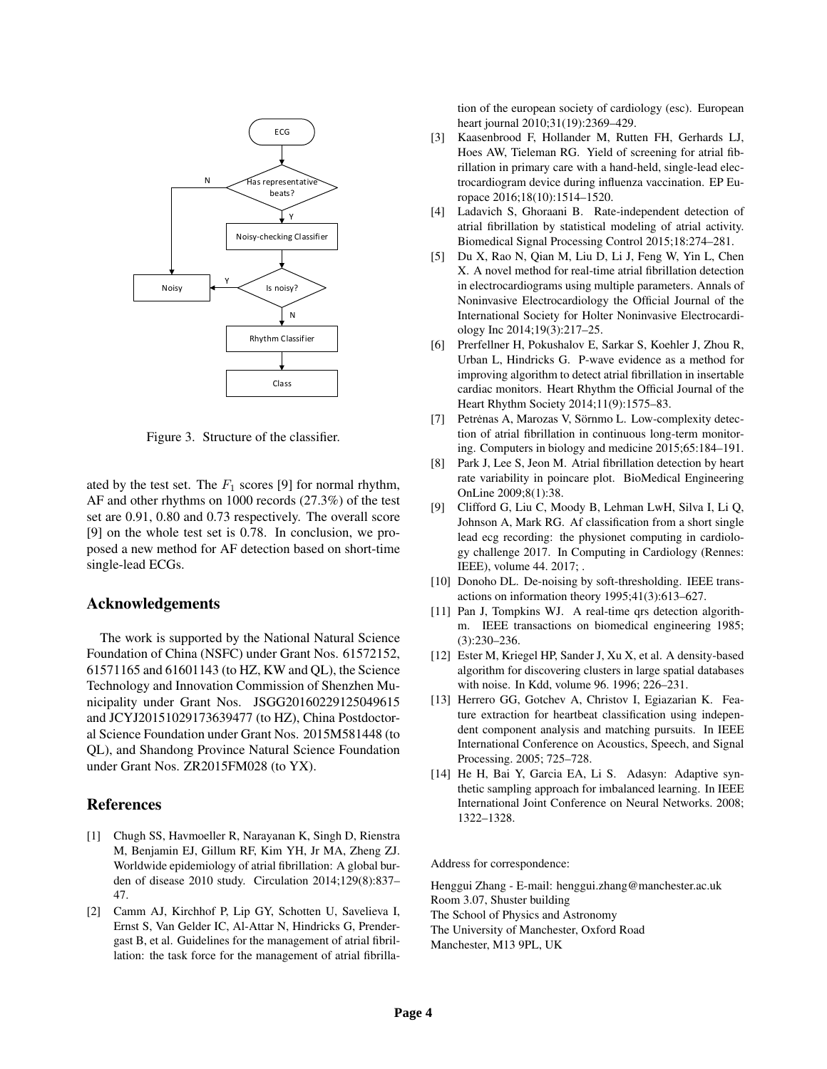ECG

Has representative beats?

N

Y

Noisy-checking Classifier

Noisy

Y

Is noisy?

N

Rhythm Classifier

Class

Figure 3. Structure of the classifier.

ated by the test set. The $F_1$ scores [9] for normal rhythm, AF and other rhythms on 1000 records (27.3%) of the test set are 0.91, 0.80 and 0.73 respectively. The overall score [9] on the whole test set is 0.78. In conclusion, we proposed a new method for AF detection based on short-time single-lead ECGs.

## Acknowledgements

The work is supported by the National Natural Science Foundation of China (NSFC) under Grant Nos. 61572152, 61571165 and 61601143 (to HZ, KW and QL), the Science Technology and Innovation Commission of Shenzhen Municipality under Grant Nos. JSGG20160229125049615 and JCYJ20151029173639477 (to HZ), China Postdoctoral Science Foundation under Grant Nos. 2015M581448 (to QL), and Shandong Province Natural Science Foundation under Grant Nos. ZR2015FM028 (to YX).

## References

[1] Chugh SS, Havmoeller R, Narayanan K, Singh D, Rienstra M, Benjamin EJ, Gillum RF, Kim YH, Jr MA, Zheng ZJ. Worldwide epidemiology of atrial fibrillation: A global burden of disease 2010 study. Circulation 2014;129(8):837–47.

[2] Camm AJ, Kirchhof P, Lip GY, Schotten U, Savelieva I, Ernst S, Van Gelder IC, Al-Attar N, Hindricks G, Prendergast B, et al. Guidelines for the management of atrial fibrillation: the task force for the management of atrial fibrillation of the european society of cardiology (esc). European heart journal 2010;31(19):2369–429.

[3] Kaasenbrood F, Hollander M, Rutten FH, Gerhards LJ, Hoes AW, Tieleman RG. Yield of screening for atrial fibrillation in primary care with a hand-held, single-lead electrocardiogram device during influenza vaccination. EP Europace 2016;18(10):1514–1520.

[4] Ladavich S, Ghoraani B. Rate-independent detection of atrial fibrillation by statistical modeling of atrial activity. Biomedical Signal Processing Control 2015;18:274–281.

[5] Du X, Rao N, Qian M, Liu D, Li J, Feng W, Yin L, Chen X. A novel method for real-time atrial fibrillation detection in electrocardiograms using multiple parameters. Annals of Noninvasive Electrocardiology the Official Journal of the International Society for Holter Noninvasive Electrocardiology Inc 2014;19(3):217–25.

[6] Prerfellner H, Pokushalov E, Sarkar S, Koehler J, Zhou R, Urban L, Hindricks G. P-wave evidence as a method for improving algorithm to detect atrial fibrillation in insertable cardiac monitors. Heart Rhythm the Official Journal of the Heart Rhythm Society 2014;11(9):1575–83.

[7] Petrėnas A, Marozas V, Sörnmo L. Low-complexity detection of atrial fibrillation in continuous long-term monitoring. Computers in biology and medicine 2015;65:184–191.

[8] Park J, Lee S, Jeon M. Atrial fibrillation detection by heart rate variability in poincare plot. BioMedical Engineering OnLine 2009;8(1):38.

[9] Clifford G, Liu C, Moody B, Lehman LwH, Silva I, Li Q, Johnson A, Mark RG. Af classification from a short single lead ecg recording: the physionet computing in cardiology challenge 2017. In Computing in Cardiology (Rennes: IEEE), volume 44. 2017; .

[10] Donoho DL. De-noising by soft-thresholding. IEEE transactions on information theory 1995;41(3):613–627.

[11] Pan J, Tompkins WJ. A real-time qrs detection algorithm. IEEE transactions on biomedical engineering 1985;(3):230–236.

[12] Ester M, Kriegel HP, Sander J, Xu X, et al. A density-based algorithm for discovering clusters in large spatial databases with noise. In Kdd, volume 96. 1996; 226–231.

[13] Herrero GG, Gotchev A, Christov I, Egiazarian K. Feature extraction for heartbeat classification using independent component analysis and matching pursuits. In IEEE International Conference on Acoustics, Speech, and Signal Processing. 2005; 725–728.

[14] He H, Bai Y, Garcia EA, Li S. Adasyn: Adaptive synthetic sampling approach for imbalanced learning. In IEEE International Joint Conference on Neural Networks. 2008; 1322–1328.

Address for correspondence:

Henggui Zhang - E-mail: henggui.zhang@manchester.ac.uk
Room 3.07, Shuster building
The School of Physics and Astronomy
The University of Manchester, Oxford Road
Manchester, M13 9PL, UK